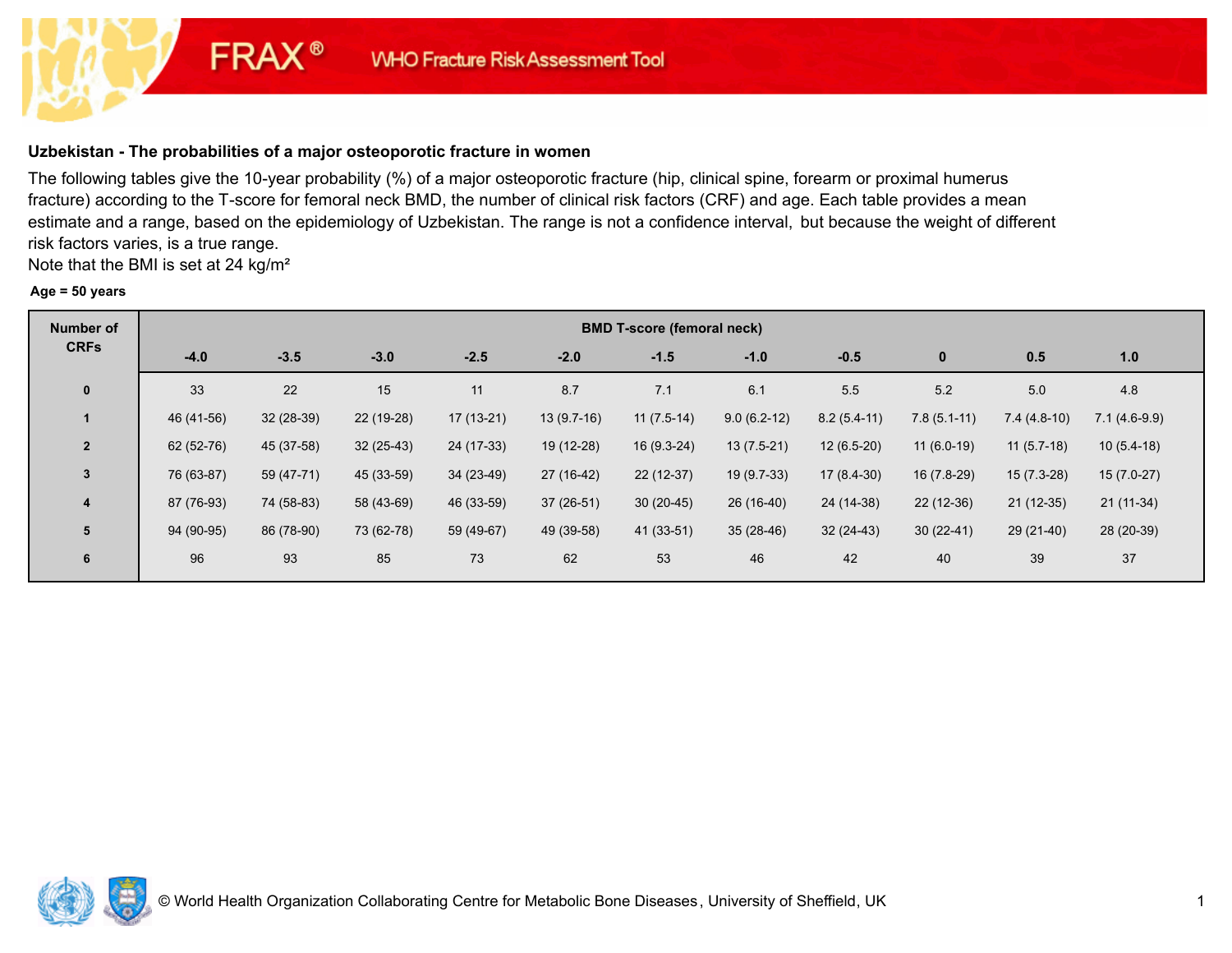FRAX® WHO Fracture Risk Assessment Tool

## Uzbekistan - The probabilities of a major osteoporotic fracture in women

The following tables give the 10-year probability (%) of a major osteoporotic fracture (hip, clinical spine, forearm or proximal humerus fracture) according to the T-score for femoral neck BMD, the number of clinical risk factors (CRF) and age. Each table provides a mean estimate and a range, based on the epidemiology of Uzbekistan. The range is not a confidence interval, but because the weight of different risk factors varies, is a true range.

Note that the BMI is set at 24 kg/m²

**Age = 50 years**

| Number of CRFs | BMD T-score (femoral neck) | | | | | | | | | | |
|---|---|---|---|---|---|---|---|---|---|---|---|
| | -4.0 | -3.5 | -3.0 | -2.5 | -2.0 | -1.5 | -1.0 | -0.5 | 0 | 0.5 | 1.0 |
| 0 | 33 | 22 | 15 | 11 | 8.7 | 7.1 | 6.1 | 5.5 | 5.2 | 5.0 | 4.8 |
| 1 | 46 (41-56) | 32 (28-39) | 22 (19-28) | 17 (13-21) | 13 (9.7-16) | 11 (7.5-14) | 9.0 (6.2-12) | 8.2 (5.4-11) | 7.8 (5.1-11) | 7.4 (4.8-10) | 7.1 (4.6-9.9) |
| 2 | 62 (52-76) | 45 (37-58) | 32 (25-43) | 24 (17-33) | 19 (12-28) | 16 (9.3-24) | 13 (7.5-21) | 12 (6.5-20) | 11 (6.0-19) | 11 (5.7-18) | 10 (5.4-18) |
| 3 | 76 (63-87) | 59 (47-71) | 45 (33-59) | 34 (23-49) | 27 (16-42) | 22 (12-37) | 19 (9.7-33) | 17 (8.4-30) | 16 (7.8-29) | 15 (7.3-28) | 15 (7.0-27) |
| 4 | 87 (76-93) | 74 (58-83) | 58 (43-69) | 46 (33-59) | 37 (26-51) | 30 (20-45) | 26 (16-40) | 24 (14-38) | 22 (12-36) | 21 (12-35) | 21 (11-34) |
| 5 | 94 (90-95) | 86 (78-90) | 73 (62-78) | 59 (49-67) | 49 (39-58) | 41 (33-51) | 35 (28-46) | 32 (24-43) | 30 (22-41) | 29 (21-40) | 28 (20-39) |
| 6 | 96 | 93 | 85 | 73 | 62 | 53 | 46 | 42 | 40 | 39 | 37 |

© World Health Organization Collaborating Centre for Metabolic Bone Diseases, University of Sheffield, UK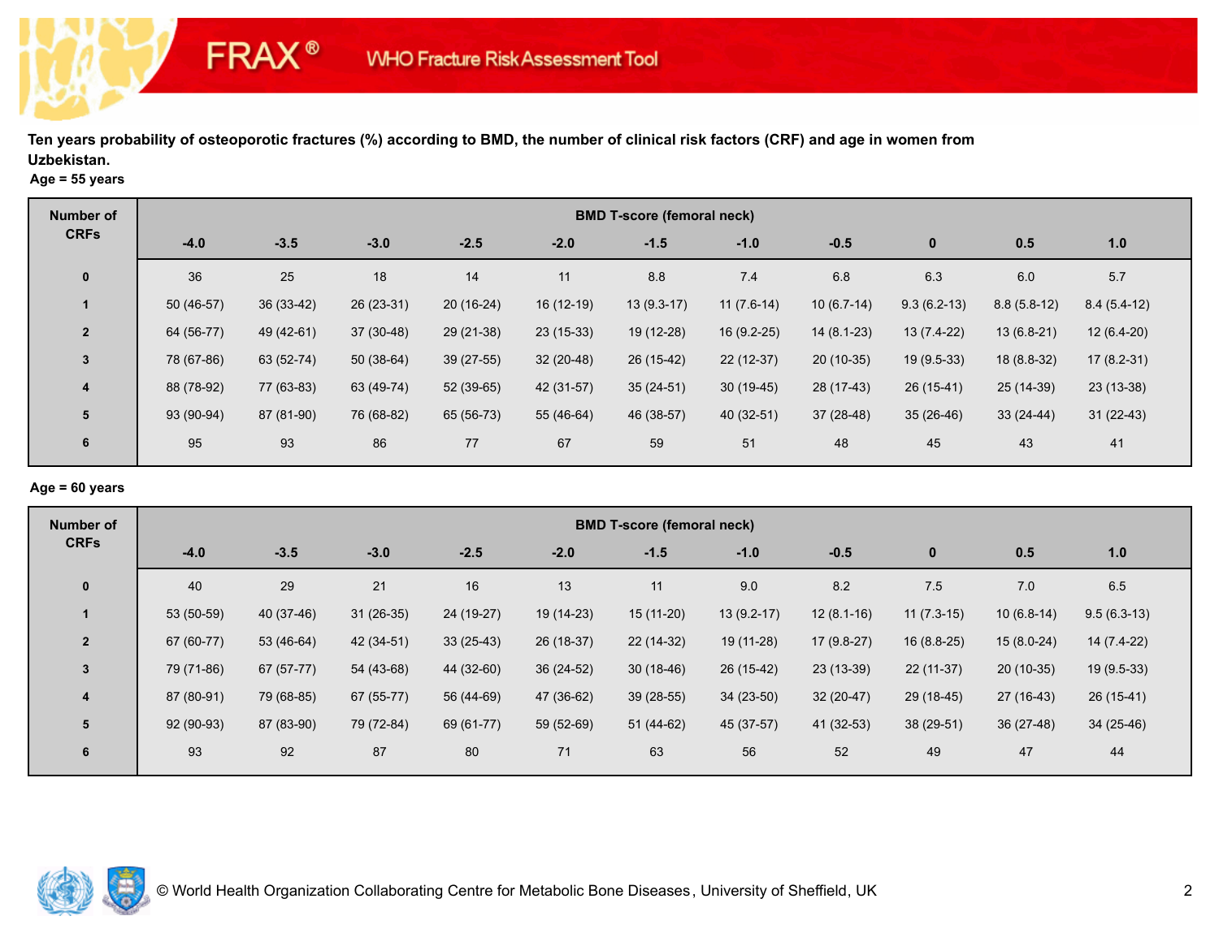**Ten years probability of osteoporotic fractures (%) according to BMD, the number of clinical risk factors (CRF) and age in women from Uzbekistan.**

**Age = 55 years**

| Number of CRFs | BMD T-score (femoral neck) | | | | | | | | | | |
|---|---|---|---|---|---|---|---|---|---|---|---|
| | -4.0 | -3.5 | -3.0 | -2.5 | -2.0 | -1.5 | -1.0 | -0.5 | 0 | 0.5 | 1.0 |
| 0 | 36 | 25 | 18 | 14 | 11 | 8.8 | 7.4 | 6.8 | 6.3 | 6.0 | 5.7 |
| 1 | 50 (46-57) | 36 (33-42) | 26 (23-31) | 20 (16-24) | 16 (12-19) | 13 (9.3-17) | 11 (7.6-14) | 10 (6.7-14) | 9.3 (6.2-13) | 8.8 (5.8-12) | 8.4 (5.4-12) |
| 2 | 64 (56-77) | 49 (42-61) | 37 (30-48) | 29 (21-38) | 23 (15-33) | 19 (12-28) | 16 (9.2-25) | 14 (8.1-23) | 13 (7.4-22) | 13 (6.8-21) | 12 (6.4-20) |
| 3 | 78 (67-86) | 63 (52-74) | 50 (38-64) | 39 (27-55) | 32 (20-48) | 26 (15-42) | 22 (12-37) | 20 (10-35) | 19 (9.5-33) | 18 (8.8-32) | 17 (8.2-31) |
| 4 | 88 (78-92) | 77 (63-83) | 63 (49-74) | 52 (39-65) | 42 (31-57) | 35 (24-51) | 30 (19-45) | 28 (17-43) | 26 (15-41) | 25 (14-39) | 23 (13-38) |
| 5 | 93 (90-94) | 87 (81-90) | 76 (68-82) | 65 (56-73) | 55 (46-64) | 46 (38-57) | 40 (32-51) | 37 (28-48) | 35 (26-46) | 33 (24-44) | 31 (22-43) |
| 6 | 95 | 93 | 86 | 77 | 67 | 59 | 51 | 48 | 45 | 43 | 41 |

**Age = 60 years**

| Number of CRFs | BMD T-score (femoral neck) | | | | | | | | | | |
|---|---|---|---|---|---|---|---|---|---|---|---|
| | -4.0 | -3.5 | -3.0 | -2.5 | -2.0 | -1.5 | -1.0 | -0.5 | 0 | 0.5 | 1.0 |
| 0 | 40 | 29 | 21 | 16 | 13 | 11 | 9.0 | 8.2 | 7.5 | 7.0 | 6.5 |
| 1 | 53 (50-59) | 40 (37-46) | 31 (26-35) | 24 (19-27) | 19 (14-23) | 15 (11-20) | 13 (9.2-17) | 12 (8.1-16) | 11 (7.3-15) | 10 (6.8-14) | 9.5 (6.3-13) |
| 2 | 67 (60-77) | 53 (46-64) | 42 (34-51) | 33 (25-43) | 26 (18-37) | 22 (14-32) | 19 (11-28) | 17 (9.8-27) | 16 (8.8-25) | 15 (8.0-24) | 14 (7.4-22) |
| 3 | 79 (71-86) | 67 (57-77) | 54 (43-68) | 44 (32-60) | 36 (24-52) | 30 (18-46) | 26 (15-42) | 23 (13-39) | 22 (11-37) | 20 (10-35) | 19 (9.5-33) |
| 4 | 87 (80-91) | 79 (68-85) | 67 (55-77) | 56 (44-69) | 47 (36-62) | 39 (28-55) | 34 (23-50) | 32 (20-47) | 29 (18-45) | 27 (16-43) | 26 (15-41) |
| 5 | 92 (90-93) | 87 (83-90) | 79 (72-84) | 69 (61-77) | 59 (52-69) | 51 (44-62) | 45 (37-57) | 41 (32-53) | 38 (29-51) | 36 (27-48) | 34 (25-46) |
| 6 | 93 | 92 | 87 | 80 | 71 | 63 | 56 | 52 | 49 | 47 | 44 |

© World Health Organization Collaborating Centre for Metabolic Bone Diseases, University of Sheffield, UK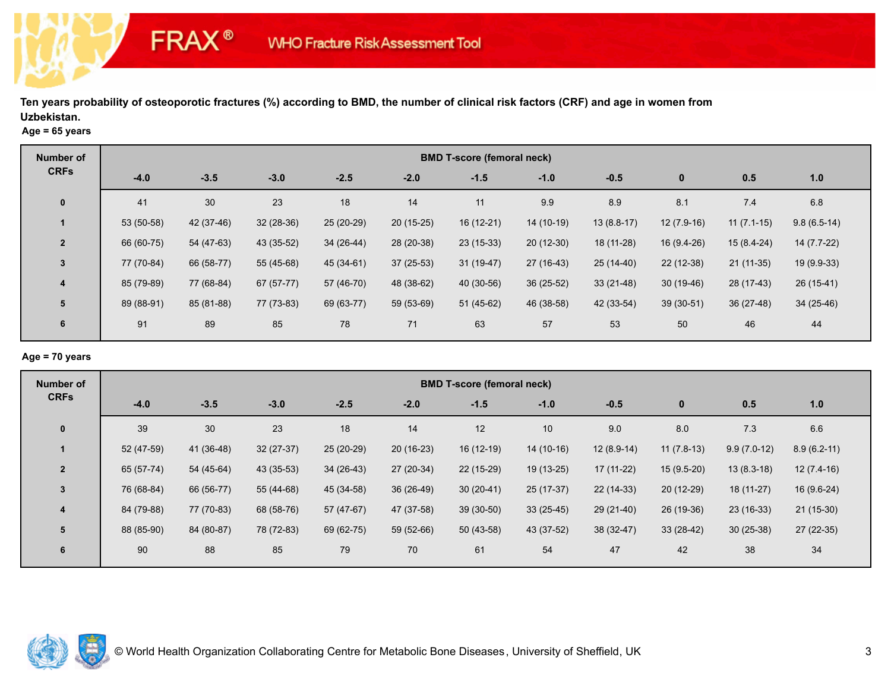**Ten years probability of osteoporotic fractures (%) according to BMD, the number of clinical risk factors (CRF) and age in women from Uzbekistan.**

**Age = 65 years**

| Number of CRFs | BMD T-score (femoral neck) | | | | | | | | | | |
|---|---|---|---|---|---|---|---|---|---|---|---|
| | -4.0 | -3.5 | -3.0 | -2.5 | -2.0 | -1.5 | -1.0 | -0.5 | 0 | 0.5 | 1.0 |
| 0 | 41 | 30 | 23 | 18 | 14 | 11 | 9.9 | 8.9 | 8.1 | 7.4 | 6.8 |
| 1 | 53 (50-58) | 42 (37-46) | 32 (28-36) | 25 (20-29) | 20 (15-25) | 16 (12-21) | 14 (10-19) | 13 (8.8-17) | 12 (7.9-16) | 11 (7.1-15) | 9.8 (6.5-14) |
| 2 | 66 (60-75) | 54 (47-63) | 43 (35-52) | 34 (26-44) | 28 (20-38) | 23 (15-33) | 20 (12-30) | 18 (11-28) | 16 (9.4-26) | 15 (8.4-24) | 14 (7.7-22) |
| 3 | 77 (70-84) | 66 (58-77) | 55 (45-68) | 45 (34-61) | 37 (25-53) | 31 (19-47) | 27 (16-43) | 25 (14-40) | 22 (12-38) | 21 (11-35) | 19 (9.9-33) |
| 4 | 85 (79-89) | 77 (68-84) | 67 (57-77) | 57 (46-70) | 48 (38-62) | 40 (30-56) | 36 (25-52) | 33 (21-48) | 30 (19-46) | 28 (17-43) | 26 (15-41) |
| 5 | 89 (88-91) | 85 (81-88) | 77 (73-83) | 69 (63-77) | 59 (53-69) | 51 (45-62) | 46 (38-58) | 42 (33-54) | 39 (30-51) | 36 (27-48) | 34 (25-46) |
| 6 | 91 | 89 | 85 | 78 | 71 | 63 | 57 | 53 | 50 | 46 | 44 |

**Age = 70 years**

| Number of CRFs | BMD T-score (femoral neck) | | | | | | | | | | |
|---|---|---|---|---|---|---|---|---|---|---|---|
| | -4.0 | -3.5 | -3.0 | -2.5 | -2.0 | -1.5 | -1.0 | -0.5 | 0 | 0.5 | 1.0 |
| 0 | 39 | 30 | 23 | 18 | 14 | 12 | 10 | 9.0 | 8.0 | 7.3 | 6.6 |
| 1 | 52 (47-59) | 41 (36-48) | 32 (27-37) | 25 (20-29) | 20 (16-23) | 16 (12-19) | 14 (10-16) | 12 (8.9-14) | 11 (7.8-13) | 9.9 (7.0-12) | 8.9 (6.2-11) |
| 2 | 65 (57-74) | 54 (45-64) | 43 (35-53) | 34 (26-43) | 27 (20-34) | 22 (15-29) | 19 (13-25) | 17 (11-22) | 15 (9.5-20) | 13 (8.3-18) | 12 (7.4-16) |
| 3 | 76 (68-84) | 66 (56-77) | 55 (44-68) | 45 (34-58) | 36 (26-49) | 30 (20-41) | 25 (17-37) | 22 (14-33) | 20 (12-29) | 18 (11-27) | 16 (9.6-24) |
| 4 | 84 (79-88) | 77 (70-83) | 68 (58-76) | 57 (47-67) | 47 (37-58) | 39 (30-50) | 33 (25-45) | 29 (21-40) | 26 (19-36) | 23 (16-33) | 21 (15-30) |
| 5 | 88 (85-90) | 84 (80-87) | 78 (72-83) | 69 (62-75) | 59 (52-66) | 50 (43-58) | 43 (37-52) | 38 (32-47) | 33 (28-42) | 30 (25-38) | 27 (22-35) |
| 6 | 90 | 88 | 85 | 79 | 70 | 61 | 54 | 47 | 42 | 38 | 34 |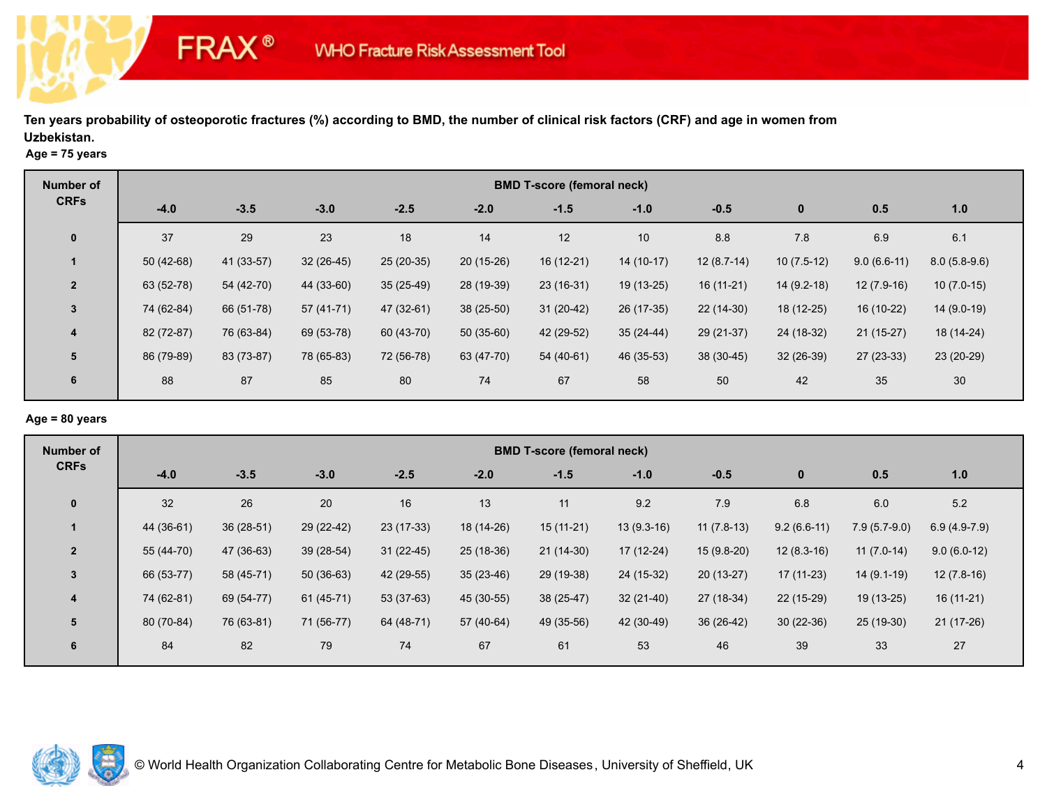FRAX® WHO Fracture Risk Assessment Tool

**Ten years probability of osteoporotic fractures (%) according to BMD, the number of clinical risk factors (CRF) and age in women from Uzbekistan.**

**Age = 75 years**

| Number of CRFs | BMD T-score (femoral neck) | | | | | | | | | | |
|---|---|---|---|---|---|---|---|---|---|---|---|
| | -4.0 | -3.5 | -3.0 | -2.5 | -2.0 | -1.5 | -1.0 | -0.5 | 0 | 0.5 | 1.0 |
| 0 | 37 | 29 | 23 | 18 | 14 | 12 | 10 | 8.8 | 7.8 | 6.9 | 6.1 |
| 1 | 50 (42-68) | 41 (33-57) | 32 (26-45) | 25 (20-35) | 20 (15-26) | 16 (12-21) | 14 (10-17) | 12 (8.7-14) | 10 (7.5-12) | 9.0 (6.6-11) | 8.0 (5.8-9.6) |
| 2 | 63 (52-78) | 54 (42-70) | 44 (33-60) | 35 (25-49) | 28 (19-39) | 23 (16-31) | 19 (13-25) | 16 (11-21) | 14 (9.2-18) | 12 (7.9-16) | 10 (7.0-15) |
| 3 | 74 (62-84) | 66 (51-78) | 57 (41-71) | 47 (32-61) | 38 (25-50) | 31 (20-42) | 26 (17-35) | 22 (14-30) | 18 (12-25) | 16 (10-22) | 14 (9.0-19) |
| 4 | 82 (72-87) | 76 (63-84) | 69 (53-78) | 60 (43-70) | 50 (35-60) | 42 (29-52) | 35 (24-44) | 29 (21-37) | 24 (18-32) | 21 (15-27) | 18 (14-24) |
| 5 | 86 (79-89) | 83 (73-87) | 78 (65-83) | 72 (56-78) | 63 (47-70) | 54 (40-61) | 46 (35-53) | 38 (30-45) | 32 (26-39) | 27 (23-33) | 23 (20-29) |
| 6 | 88 | 87 | 85 | 80 | 74 | 67 | 58 | 50 | 42 | 35 | 30 |

**Age = 80 years**

| Number of CRFs | BMD T-score (femoral neck) | | | | | | | | | | |
|---|---|---|---|---|---|---|---|---|---|---|---|
| | -4.0 | -3.5 | -3.0 | -2.5 | -2.0 | -1.5 | -1.0 | -0.5 | 0 | 0.5 | 1.0 |
| 0 | 32 | 26 | 20 | 16 | 13 | 11 | 9.2 | 7.9 | 6.8 | 6.0 | 5.2 |
| 1 | 44 (36-61) | 36 (28-51) | 29 (22-42) | 23 (17-33) | 18 (14-26) | 15 (11-21) | 13 (9.3-16) | 11 (7.8-13) | 9.2 (6.6-11) | 7.9 (5.7-9.0) | 6.9 (4.9-7.9) |
| 2 | 55 (44-70) | 47 (36-63) | 39 (28-54) | 31 (22-45) | 25 (18-36) | 21 (14-30) | 17 (12-24) | 15 (9.8-20) | 12 (8.3-16) | 11 (7.0-14) | 9.0 (6.0-12) |
| 3 | 66 (53-77) | 58 (45-71) | 50 (36-63) | 42 (29-55) | 35 (23-46) | 29 (19-38) | 24 (15-32) | 20 (13-27) | 17 (11-23) | 14 (9.1-19) | 12 (7.8-16) |
| 4 | 74 (62-81) | 69 (54-77) | 61 (45-71) | 53 (37-63) | 45 (30-55) | 38 (25-47) | 32 (21-40) | 27 (18-34) | 22 (15-29) | 19 (13-25) | 16 (11-21) |
| 5 | 80 (70-84) | 76 (63-81) | 71 (56-77) | 64 (48-71) | 57 (40-64) | 49 (35-56) | 42 (30-49) | 36 (26-42) | 30 (22-36) | 25 (19-30) | 21 (17-26) |
| 6 | 84 | 82 | 79 | 74 | 67 | 61 | 53 | 46 | 39 | 33 | 27 |

© World Health Organization Collaborating Centre for Metabolic Bone Diseases, University of Sheffield, UK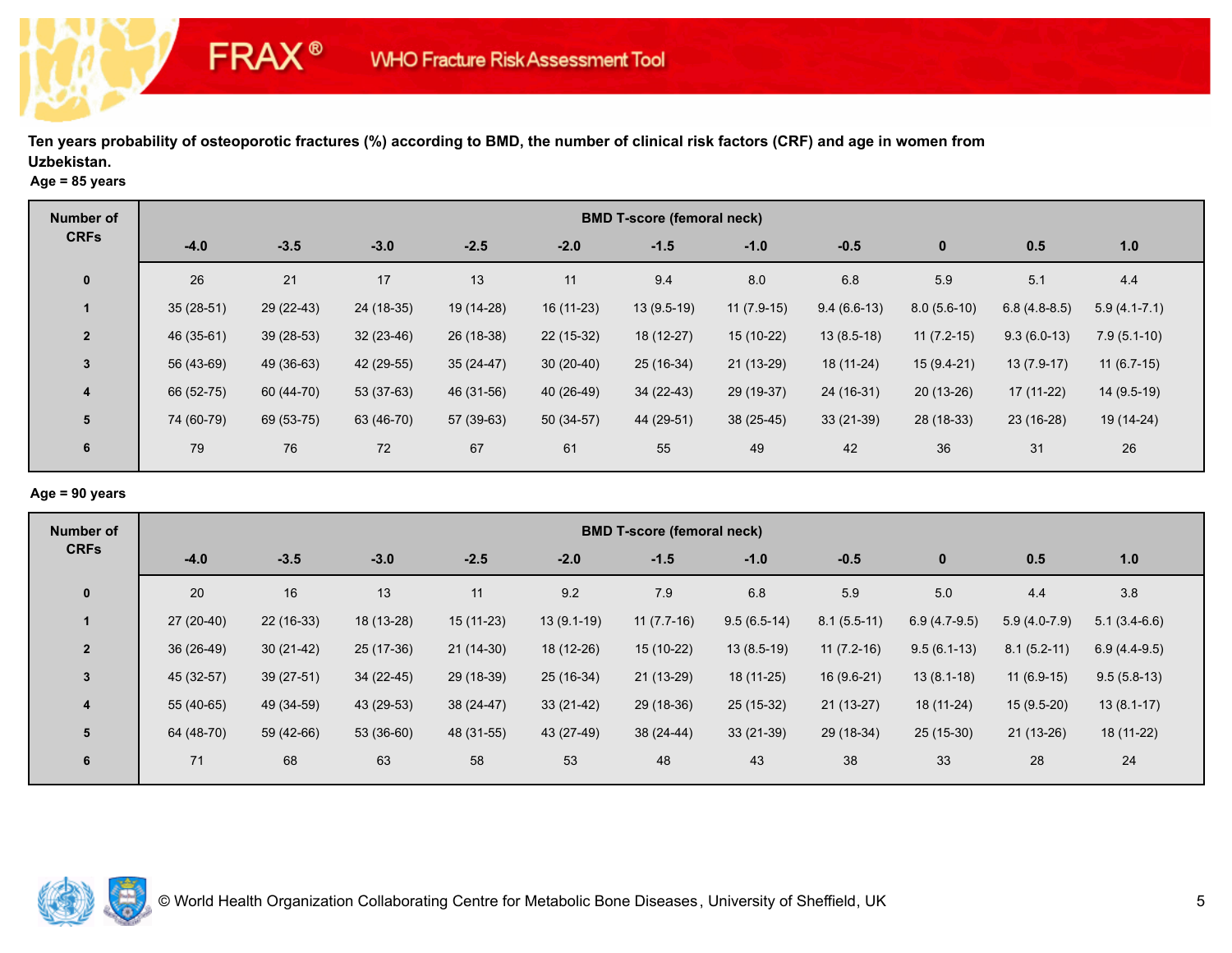**FRAX® WHO Fracture Risk Assessment Tool**

**Ten years probability of osteoporotic fractures (%) according to BMD, the number of clinical risk factors (CRF) and age in women from Uzbekistan.**

**Age = 85 years**

| Number of CRFs | BMD T-score (femoral neck) | | | | | | | | | | |
|---|---|---|---|---|---|---|---|---|---|---|---|
| | -4.0 | -3.5 | -3.0 | -2.5 | -2.0 | -1.5 | -1.0 | -0.5 | 0 | 0.5 | 1.0 |
| 0 | 26 | 21 | 17 | 13 | 11 | 9.4 | 8.0 | 6.8 | 5.9 | 5.1 | 4.4 |
| 1 | 35 (28-51) | 29 (22-43) | 24 (18-35) | 19 (14-28) | 16 (11-23) | 13 (9.5-19) | 11 (7.9-15) | 9.4 (6.6-13) | 8.0 (5.6-10) | 6.8 (4.8-8.5) | 5.9 (4.1-7.1) |
| 2 | 46 (35-61) | 39 (28-53) | 32 (23-46) | 26 (18-38) | 22 (15-32) | 18 (12-27) | 15 (10-22) | 13 (8.5-18) | 11 (7.2-15) | 9.3 (6.0-13) | 7.9 (5.1-10) |
| 3 | 56 (43-69) | 49 (36-63) | 42 (29-55) | 35 (24-47) | 30 (20-40) | 25 (16-34) | 21 (13-29) | 18 (11-24) | 15 (9.4-21) | 13 (7.9-17) | 11 (6.7-15) |
| 4 | 66 (52-75) | 60 (44-70) | 53 (37-63) | 46 (31-56) | 40 (26-49) | 34 (22-43) | 29 (19-37) | 24 (16-31) | 20 (13-26) | 17 (11-22) | 14 (9.5-19) |
| 5 | 74 (60-79) | 69 (53-75) | 63 (46-70) | 57 (39-63) | 50 (34-57) | 44 (29-51) | 38 (25-45) | 33 (21-39) | 28 (18-33) | 23 (16-28) | 19 (14-24) |
| 6 | 79 | 76 | 72 | 67 | 61 | 55 | 49 | 42 | 36 | 31 | 26 |

**Age = 90 years**

| Number of CRFs | BMD T-score (femoral neck) | | | | | | | | | | |
|---|---|---|---|---|---|---|---|---|---|---|---|
| | -4.0 | -3.5 | -3.0 | -2.5 | -2.0 | -1.5 | -1.0 | -0.5 | 0 | 0.5 | 1.0 |
| 0 | 20 | 16 | 13 | 11 | 9.2 | 7.9 | 6.8 | 5.9 | 5.0 | 4.4 | 3.8 |
| 1 | 27 (20-40) | 22 (16-33) | 18 (13-28) | 15 (11-23) | 13 (9.1-19) | 11 (7.7-16) | 9.5 (6.5-14) | 8.1 (5.5-11) | 6.9 (4.7-9.5) | 5.9 (4.0-7.9) | 5.1 (3.4-6.6) |
| 2 | 36 (26-49) | 30 (21-42) | 25 (17-36) | 21 (14-30) | 18 (12-26) | 15 (10-22) | 13 (8.5-19) | 11 (7.2-16) | 9.5 (6.1-13) | 8.1 (5.2-11) | 6.9 (4.4-9.5) |
| 3 | 45 (32-57) | 39 (27-51) | 34 (22-45) | 29 (18-39) | 25 (16-34) | 21 (13-29) | 18 (11-25) | 16 (9.6-21) | 13 (8.1-18) | 11 (6.9-15) | 9.5 (5.8-13) |
| 4 | 55 (40-65) | 49 (34-59) | 43 (29-53) | 38 (24-47) | 33 (21-42) | 29 (18-36) | 25 (15-32) | 21 (13-27) | 18 (11-24) | 15 (9.5-20) | 13 (8.1-17) |
| 5 | 64 (48-70) | 59 (42-66) | 53 (36-60) | 48 (31-55) | 43 (27-49) | 38 (24-44) | 33 (21-39) | 29 (18-34) | 25 (15-30) | 21 (13-26) | 18 (11-22) |
| 6 | 71 | 68 | 63 | 58 | 53 | 48 | 43 | 38 | 33 | 28 | 24 |

© World Health Organization Collaborating Centre for Metabolic Bone Diseases, University of Sheffield, UK